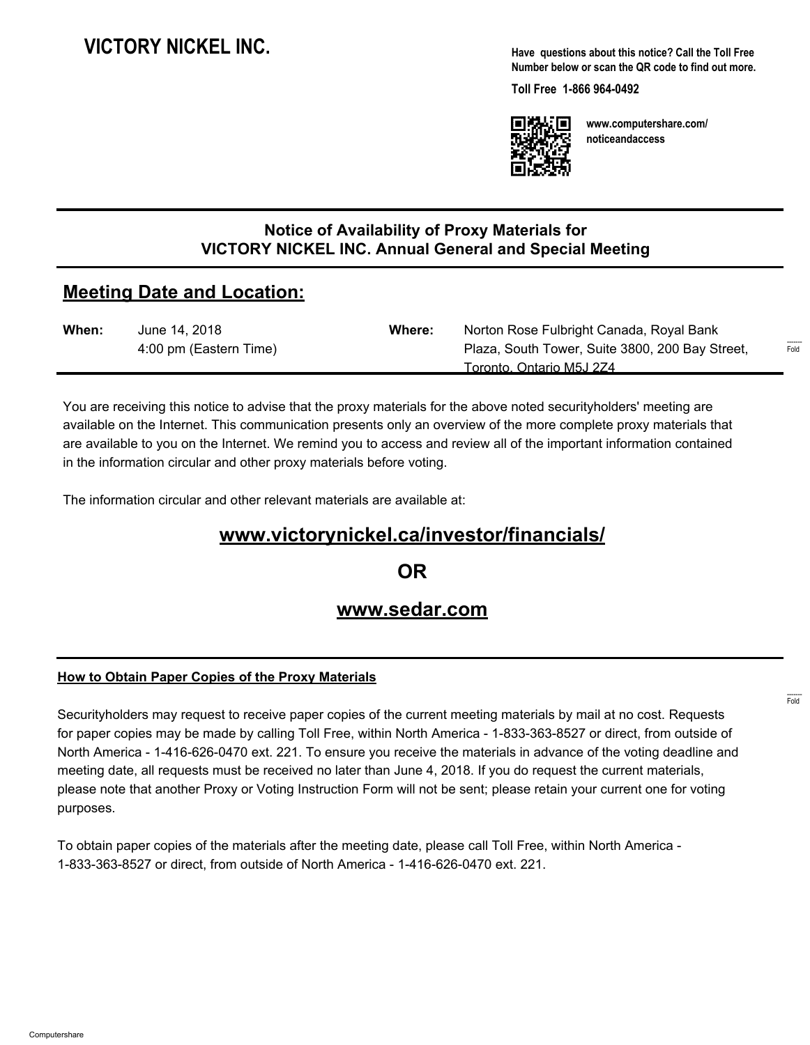# VICTORY NICKEL INC.

**Have questions about this notice? Call the Toll Free Number below or scan the QR code to find out more.**

**Toll Free 1-866 964-0492**

**www.computershare.com/noticeandaccess**

## Notice of Availability of Proxy Materials for VICTORY NICKEL INC. Annual General and Special Meeting

## Meeting Date and Location:

| **When:** | June 14, 2018<br>4:00 pm (Eastern Time) | **Where:** | Norton Rose Fulbright Canada, Royal Bank Plaza, South Tower, Suite 3800, 200 Bay Street, Toronto, Ontario M5J 2Z4 |
|---|---|---|---|

You are receiving this notice to advise that the proxy materials for the above noted securityholders' meeting are available on the Internet. This communication presents only an overview of the more complete proxy materials that are available to you on the Internet. We remind you to access and review all of the important information contained in the information circular and other proxy materials before voting.

The information circular and other relevant materials are available at:

**www.victorynickel.ca/investor/financials/**

**OR**

**www.sedar.com**

**How to Obtain Paper Copies of the Proxy Materials**

Securityholders may request to receive paper copies of the current meeting materials by mail at no cost. Requests for paper copies may be made by calling Toll Free, within North America - 1-833-363-8527 or direct, from outside of North America - 1-416-626-0470 ext. 221. To ensure you receive the materials in advance of the voting deadline and meeting date, all requests must be received no later than June 4, 2018. If you do request the current materials, please note that another Proxy or Voting Instruction Form will not be sent; please retain your current one for voting purposes.

To obtain paper copies of the materials after the meeting date, please call Toll Free, within North America - 1-833-363-8527 or direct, from outside of North America - 1-416-626-0470 ext. 221.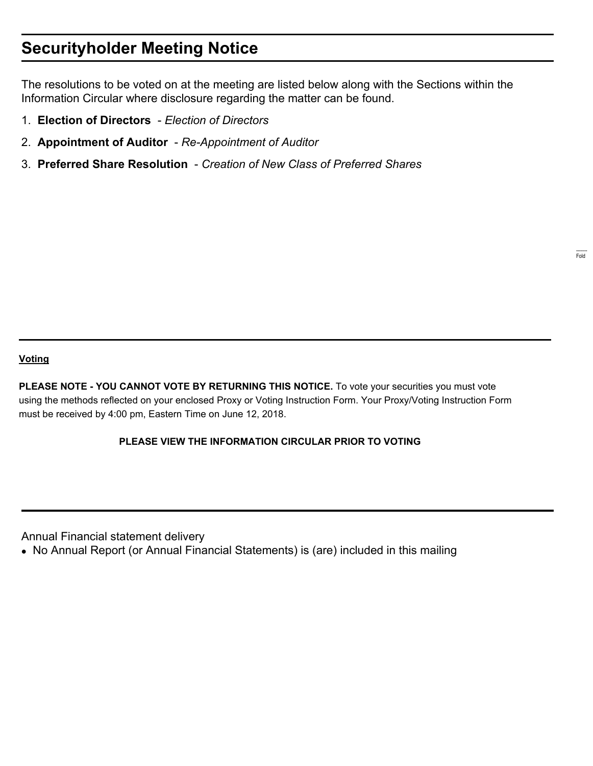# Securityholder Meeting Notice

The resolutions to be voted on at the meeting are listed below along with the Sections within the Information Circular where disclosure regarding the matter can be found.

1. **Election of Directors** - *Election of Directors*
2. **Appointment of Auditor** - *Re-Appointment of Auditor*
3. **Preferred Share Resolution** - *Creation of New Class of Preferred Shares*

Fold

**Voting**

**PLEASE NOTE - YOU CANNOT VOTE BY RETURNING THIS NOTICE.** To vote your securities you must vote using the methods reflected on your enclosed Proxy or Voting Instruction Form. Your Proxy/Voting Instruction Form must be received by 4:00 pm, Eastern Time on June 12, 2018.

**PLEASE VIEW THE INFORMATION CIRCULAR PRIOR TO VOTING**

Annual Financial statement delivery

- No Annual Report (or Annual Financial Statements) is (are) included in this mailing